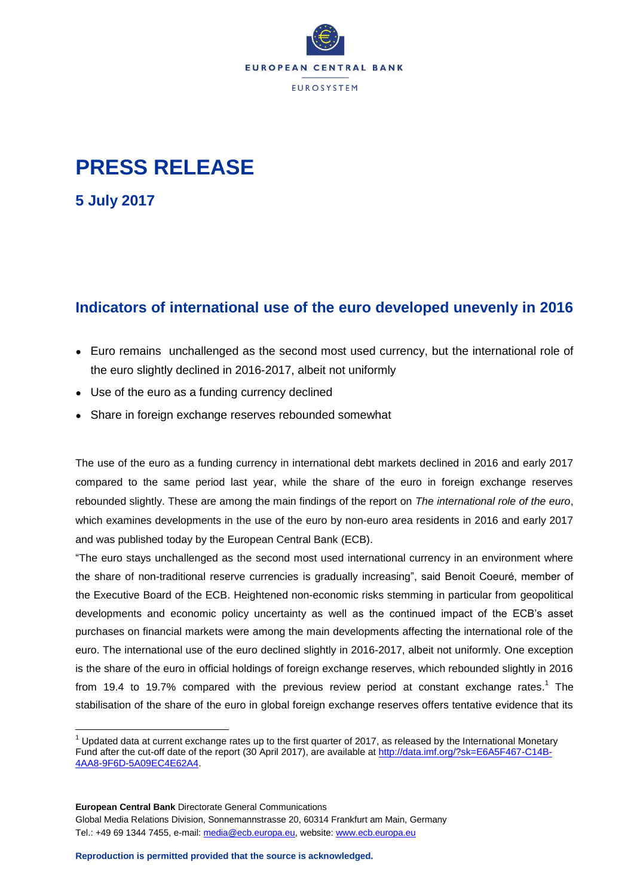# PRESS RELEASE

## 5 July 2017

## Indicators of international use of the euro developed unevenly in 2016

- Euro remains unchallenged as the second most used currency, but the international role of the euro slightly declined in 2016-2017, albeit not uniformly
- Use of the euro as a funding currency declined
- Share in foreign exchange reserves rebounded somewhat

The use of the euro as a funding currency in international debt markets declined in 2016 and early 2017 compared to the same period last year, while the share of the euro in foreign exchange reserves rebounded slightly. These are among the main findings of the report on *The international role of the euro*, which examines developments in the use of the euro by non-euro area residents in 2016 and early 2017 and was published today by the European Central Bank (ECB).

"The euro stays unchallenged as the second most used international currency in an environment where the share of non-traditional reserve currencies is gradually increasing", said Benoit Coeuré, member of the Executive Board of the ECB. Heightened non-economic risks stemming in particular from geopolitical developments and economic policy uncertainty as well as the continued impact of the ECB's asset purchases on financial markets were among the main developments affecting the international role of the euro. The international use of the euro declined slightly in 2016-2017, albeit not uniformly. One exception is the share of the euro in official holdings of foreign exchange reserves, which rebounded slightly in 2016 from 19.4 to 19.7% compared with the previous review period at constant exchange rates.[1] The stabilisation of the share of the euro in global foreign exchange reserves offers tentative evidence that its

[1] Updated data at current exchange rates up to the first quarter of 2017, as released by the International Monetary Fund after the cut-off date of the report (30 April 2017), are available at http://data.imf.org/?sk=E6A5F467-C14B-4AA8-9F6D-5A09EC4E62A4.

**European Central Bank** Directorate General Communications
Global Media Relations Division, Sonnemannstrasse 20, 60314 Frankfurt am Main, Germany
Tel.: +49 69 1344 7455, e-mail: media@ecb.europa.eu, website: www.ecb.europa.eu

**Reproduction is permitted provided that the source is acknowledged.**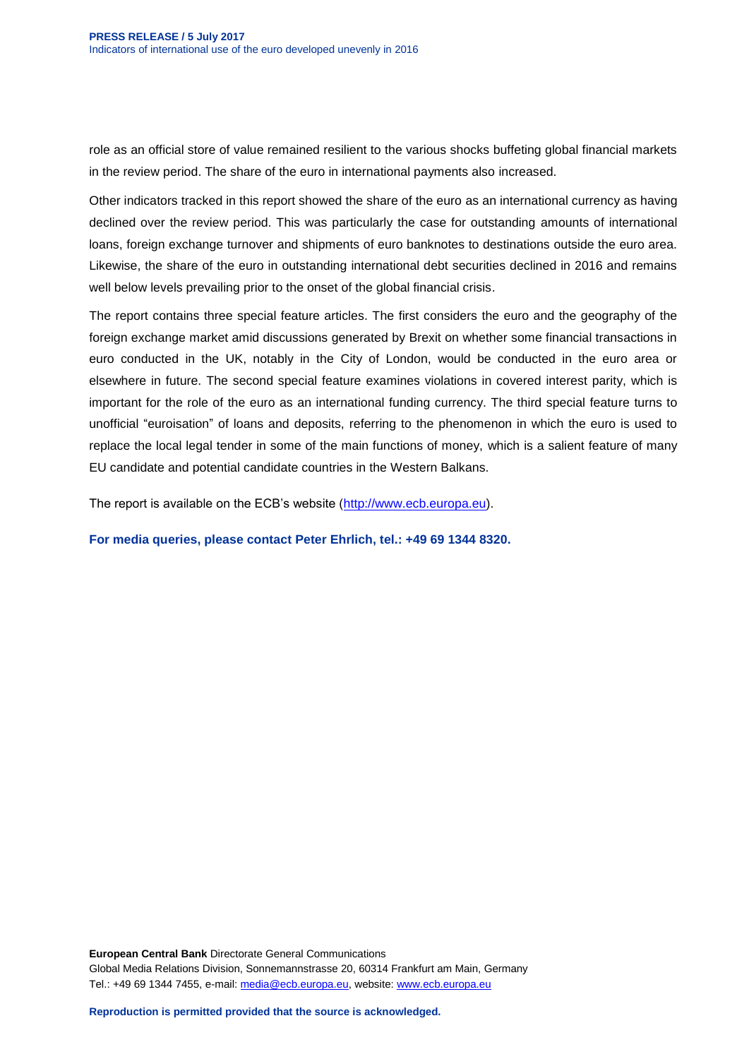role as an official store of value remained resilient to the various shocks buffeting global financial markets in the review period. The share of the euro in international payments also increased.

Other indicators tracked in this report showed the share of the euro as an international currency as having declined over the review period. This was particularly the case for outstanding amounts of international loans, foreign exchange turnover and shipments of euro banknotes to destinations outside the euro area. Likewise, the share of the euro in outstanding international debt securities declined in 2016 and remains well below levels prevailing prior to the onset of the global financial crisis.

The report contains three special feature articles. The first considers the euro and the geography of the foreign exchange market amid discussions generated by Brexit on whether some financial transactions in euro conducted in the UK, notably in the City of London, would be conducted in the euro area or elsewhere in future. The second special feature examines violations in covered interest parity, which is important for the role of the euro as an international funding currency. The third special feature turns to unofficial "euroisation" of loans and deposits, referring to the phenomenon in which the euro is used to replace the local legal tender in some of the main functions of money, which is a salient feature of many EU candidate and potential candidate countries in the Western Balkans.

The report is available on the ECB's website (http://www.ecb.europa.eu).

**For media queries, please contact Peter Ehrlich, tel.: +49 69 1344 8320.**

**European Central Bank** Directorate General Communications
Global Media Relations Division, Sonnemannstrasse 20, 60314 Frankfurt am Main, Germany
Tel.: +49 69 1344 7455, e-mail: media@ecb.europa.eu, website: www.ecb.europa.eu

**Reproduction is permitted provided that the source is acknowledged.**